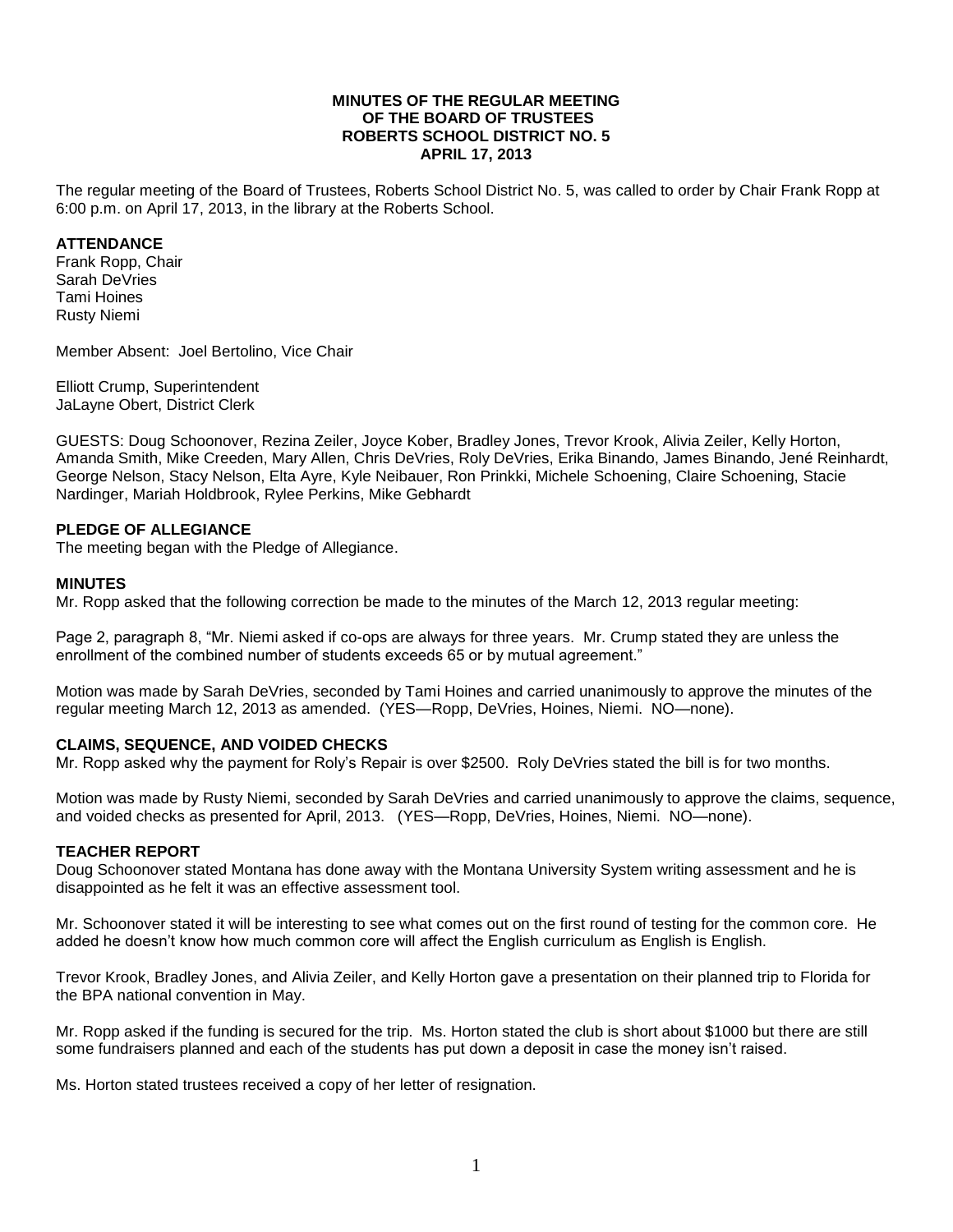**MINUTES OF THE REGULAR MEETING**
**OF THE BOARD OF TRUSTEES**
**ROBERTS SCHOOL DISTRICT NO. 5**
**APRIL 17, 2013**

The regular meeting of the Board of Trustees, Roberts School District No. 5, was called to order by Chair Frank Ropp at 6:00 p.m. on April 17, 2013, in the library at the Roberts School.

**ATTENDANCE**
Frank Ropp, Chair
Sarah DeVries
Tami Hoines
Rusty Niemi

Member Absent: Joel Bertolino, Vice Chair

Elliott Crump, Superintendent
JaLayne Obert, District Clerk

GUESTS: Doug Schoonover, Rezina Zeiler, Joyce Kober, Bradley Jones, Trevor Krook, Alivia Zeiler, Kelly Horton, Amanda Smith, Mike Creeden, Mary Allen, Chris DeVries, Roly DeVries, Erika Binando, James Binando, Jené Reinhardt, George Nelson, Stacy Nelson, Elta Ayre, Kyle Neibauer, Ron Prinkki, Michele Schoening, Claire Schoening, Stacie Nardinger, Mariah Holdbrook, Rylee Perkins, Mike Gebhardt

**PLEDGE OF ALLEGIANCE**
The meeting began with the Pledge of Allegiance.

**MINUTES**
Mr. Ropp asked that the following correction be made to the minutes of the March 12, 2013 regular meeting:

Page 2, paragraph 8, "Mr. Niemi asked if co-ops are always for three years. Mr. Crump stated they are unless the enrollment of the combined number of students exceeds 65 or by mutual agreement."

Motion was made by Sarah DeVries, seconded by Tami Hoines and carried unanimously to approve the minutes of the regular meeting March 12, 2013 as amended. (YES—Ropp, DeVries, Hoines, Niemi. NO—none).

**CLAIMS, SEQUENCE, AND VOIDED CHECKS**
Mr. Ropp asked why the payment for Roly's Repair is over $2500. Roly DeVries stated the bill is for two months.

Motion was made by Rusty Niemi, seconded by Sarah DeVries and carried unanimously to approve the claims, sequence, and voided checks as presented for April, 2013. (YES—Ropp, DeVries, Hoines, Niemi. NO—none).

**TEACHER REPORT**
Doug Schoonover stated Montana has done away with the Montana University System writing assessment and he is disappointed as he felt it was an effective assessment tool.

Mr. Schoonover stated it will be interesting to see what comes out on the first round of testing for the common core. He added he doesn't know how much common core will affect the English curriculum as English is English.

Trevor Krook, Bradley Jones, and Alivia Zeiler, and Kelly Horton gave a presentation on their planned trip to Florida for the BPA national convention in May.

Mr. Ropp asked if the funding is secured for the trip. Ms. Horton stated the club is short about $1000 but there are still some fundraisers planned and each of the students has put down a deposit in case the money isn't raised.

Ms. Horton stated trustees received a copy of her letter of resignation.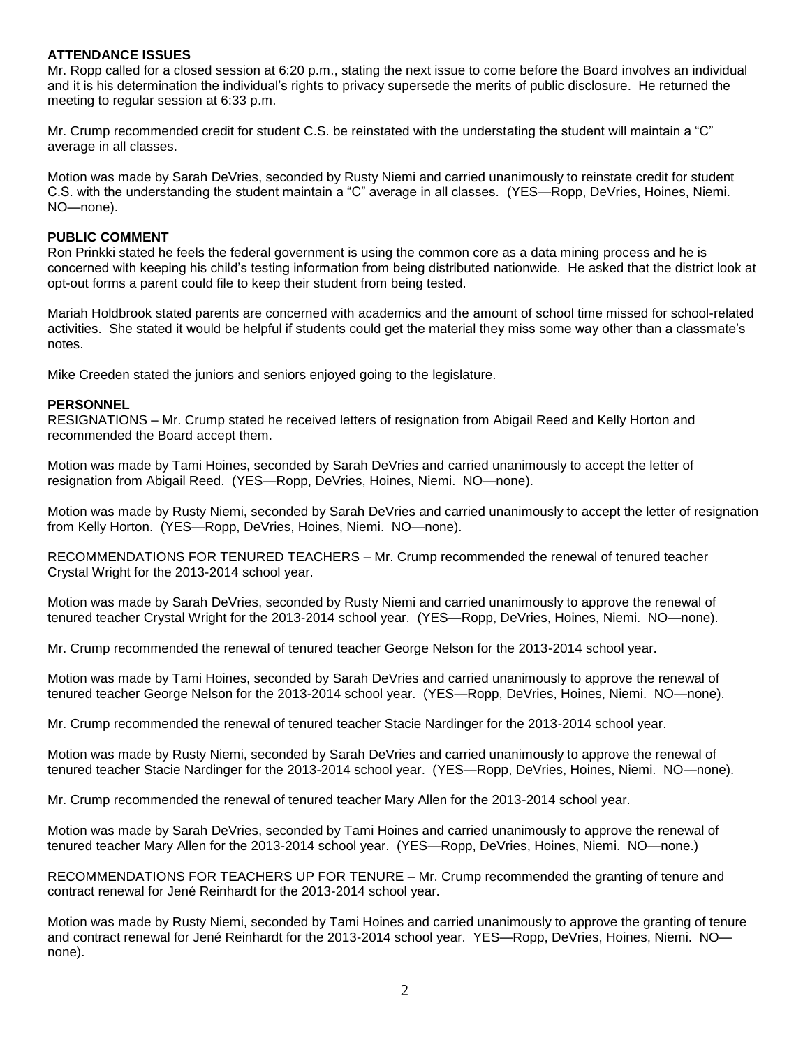**ATTENDANCE ISSUES**

Mr. Ropp called for a closed session at 6:20 p.m., stating the next issue to come before the Board involves an individual and it is his determination the individual's rights to privacy supersede the merits of public disclosure. He returned the meeting to regular session at 6:33 p.m.

Mr. Crump recommended credit for student C.S. be reinstated with the understating the student will maintain a "C" average in all classes.

Motion was made by Sarah DeVries, seconded by Rusty Niemi and carried unanimously to reinstate credit for student C.S. with the understanding the student maintain a "C" average in all classes. (YES—Ropp, DeVries, Hoines, Niemi. NO—none).

**PUBLIC COMMENT**

Ron Prinkki stated he feels the federal government is using the common core as a data mining process and he is concerned with keeping his child's testing information from being distributed nationwide. He asked that the district look at opt-out forms a parent could file to keep their student from being tested.

Mariah Holdbrook stated parents are concerned with academics and the amount of school time missed for school-related activities. She stated it would be helpful if students could get the material they miss some way other than a classmate's notes.

Mike Creeden stated the juniors and seniors enjoyed going to the legislature.

**PERSONNEL**

RESIGNATIONS – Mr. Crump stated he received letters of resignation from Abigail Reed and Kelly Horton and recommended the Board accept them.

Motion was made by Tami Hoines, seconded by Sarah DeVries and carried unanimously to accept the letter of resignation from Abigail Reed. (YES—Ropp, DeVries, Hoines, Niemi. NO—none).

Motion was made by Rusty Niemi, seconded by Sarah DeVries and carried unanimously to accept the letter of resignation from Kelly Horton. (YES—Ropp, DeVries, Hoines, Niemi. NO—none).

RECOMMENDATIONS FOR TENURED TEACHERS – Mr. Crump recommended the renewal of tenured teacher Crystal Wright for the 2013-2014 school year.

Motion was made by Sarah DeVries, seconded by Rusty Niemi and carried unanimously to approve the renewal of tenured teacher Crystal Wright for the 2013-2014 school year. (YES—Ropp, DeVries, Hoines, Niemi. NO—none).

Mr. Crump recommended the renewal of tenured teacher George Nelson for the 2013-2014 school year.

Motion was made by Tami Hoines, seconded by Sarah DeVries and carried unanimously to approve the renewal of tenured teacher George Nelson for the 2013-2014 school year. (YES—Ropp, DeVries, Hoines, Niemi. NO—none).

Mr. Crump recommended the renewal of tenured teacher Stacie Nardinger for the 2013-2014 school year.

Motion was made by Rusty Niemi, seconded by Sarah DeVries and carried unanimously to approve the renewal of tenured teacher Stacie Nardinger for the 2013-2014 school year. (YES—Ropp, DeVries, Hoines, Niemi. NO—none).

Mr. Crump recommended the renewal of tenured teacher Mary Allen for the 2013-2014 school year.

Motion was made by Sarah DeVries, seconded by Tami Hoines and carried unanimously to approve the renewal of tenured teacher Mary Allen for the 2013-2014 school year. (YES—Ropp, DeVries, Hoines, Niemi. NO—none.)

RECOMMENDATIONS FOR TEACHERS UP FOR TENURE – Mr. Crump recommended the granting of tenure and contract renewal for Jené Reinhardt for the 2013-2014 school year.

Motion was made by Rusty Niemi, seconded by Tami Hoines and carried unanimously to approve the granting of tenure and contract renewal for Jené Reinhardt for the 2013-2014 school year. YES—Ropp, DeVries, Hoines, Niemi. NO—none).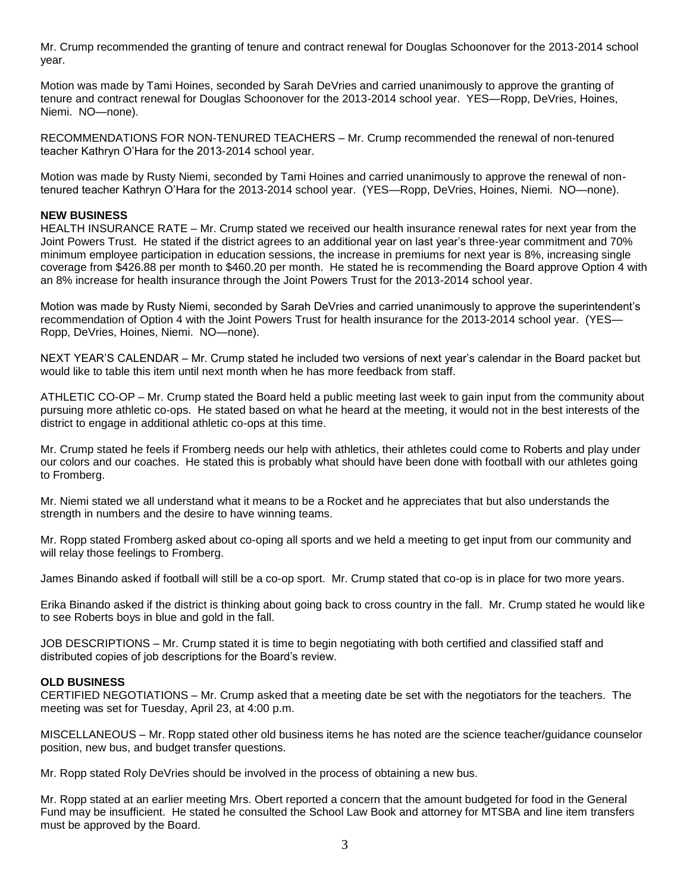Mr. Crump recommended the granting of tenure and contract renewal for Douglas Schoonover for the 2013-2014 school year.

Motion was made by Tami Hoines, seconded by Sarah DeVries and carried unanimously to approve the granting of tenure and contract renewal for Douglas Schoonover for the 2013-2014 school year. YES—Ropp, DeVries, Hoines, Niemi. NO—none).

RECOMMENDATIONS FOR NON-TENURED TEACHERS – Mr. Crump recommended the renewal of non-tenured teacher Kathryn O'Hara for the 2013-2014 school year.

Motion was made by Rusty Niemi, seconded by Tami Hoines and carried unanimously to approve the renewal of non-tenured teacher Kathryn O'Hara for the 2013-2014 school year. (YES—Ropp, DeVries, Hoines, Niemi. NO—none).

**NEW BUSINESS**

HEALTH INSURANCE RATE – Mr. Crump stated we received our health insurance renewal rates for next year from the Joint Powers Trust. He stated if the district agrees to an additional year on last year's three-year commitment and 70% minimum employee participation in education sessions, the increase in premiums for next year is 8%, increasing single coverage from $426.88 per month to $460.20 per month. He stated he is recommending the Board approve Option 4 with an 8% increase for health insurance through the Joint Powers Trust for the 2013-2014 school year.

Motion was made by Rusty Niemi, seconded by Sarah DeVries and carried unanimously to approve the superintendent's recommendation of Option 4 with the Joint Powers Trust for health insurance for the 2013-2014 school year. (YES—Ropp, DeVries, Hoines, Niemi. NO—none).

NEXT YEAR'S CALENDAR – Mr. Crump stated he included two versions of next year's calendar in the Board packet but would like to table this item until next month when he has more feedback from staff.

ATHLETIC CO-OP – Mr. Crump stated the Board held a public meeting last week to gain input from the community about pursuing more athletic co-ops. He stated based on what he heard at the meeting, it would not in the best interests of the district to engage in additional athletic co-ops at this time.

Mr. Crump stated he feels if Fromberg needs our help with athletics, their athletes could come to Roberts and play under our colors and our coaches. He stated this is probably what should have been done with football with our athletes going to Fromberg.

Mr. Niemi stated we all understand what it means to be a Rocket and he appreciates that but also understands the strength in numbers and the desire to have winning teams.

Mr. Ropp stated Fromberg asked about co-oping all sports and we held a meeting to get input from our community and will relay those feelings to Fromberg.

James Binando asked if football will still be a co-op sport. Mr. Crump stated that co-op is in place for two more years.

Erika Binando asked if the district is thinking about going back to cross country in the fall. Mr. Crump stated he would like to see Roberts boys in blue and gold in the fall.

JOB DESCRIPTIONS – Mr. Crump stated it is time to begin negotiating with both certified and classified staff and distributed copies of job descriptions for the Board's review.

**OLD BUSINESS**

CERTIFIED NEGOTIATIONS – Mr. Crump asked that a meeting date be set with the negotiators for the teachers. The meeting was set for Tuesday, April 23, at 4:00 p.m.

MISCELLANEOUS – Mr. Ropp stated other old business items he has noted are the science teacher/guidance counselor position, new bus, and budget transfer questions.

Mr. Ropp stated Roly DeVries should be involved in the process of obtaining a new bus.

Mr. Ropp stated at an earlier meeting Mrs. Obert reported a concern that the amount budgeted for food in the General Fund may be insufficient. He stated he consulted the School Law Book and attorney for MTSBA and line item transfers must be approved by the Board.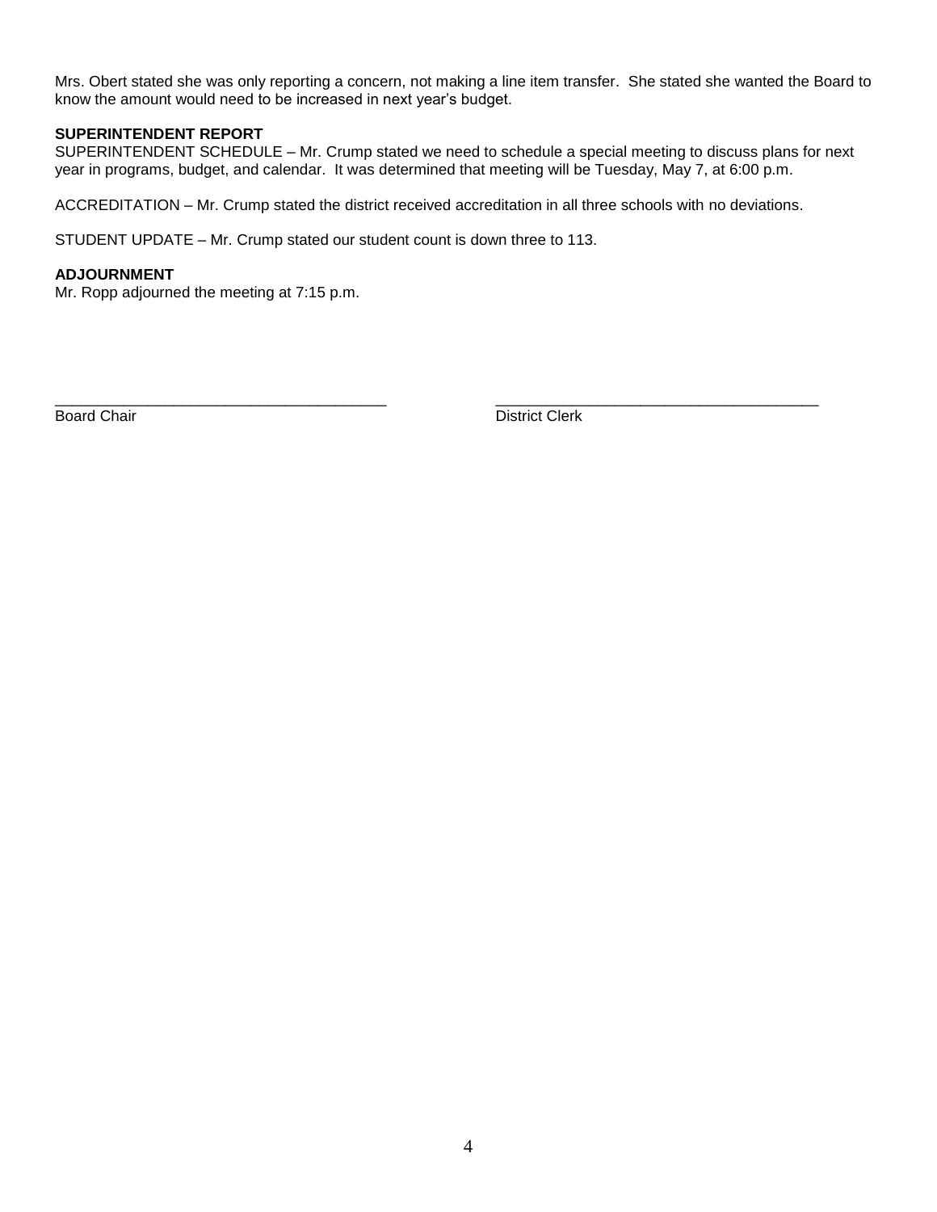Mrs. Obert stated she was only reporting a concern, not making a line item transfer. She stated she wanted the Board to know the amount would need to be increased in next year's budget.

**SUPERINTENDENT REPORT**

SUPERINTENDENT SCHEDULE – Mr. Crump stated we need to schedule a special meeting to discuss plans for next year in programs, budget, and calendar. It was determined that meeting will be Tuesday, May 7, at 6:00 p.m.

ACCREDITATION – Mr. Crump stated the district received accreditation in all three schools with no deviations.

STUDENT UPDATE – Mr. Crump stated our student count is down three to 113.

**ADJOURNMENT**

Mr. Ropp adjourned the meeting at 7:15 p.m.

_______________________________________ _______________________________________

Board Chair District Clerk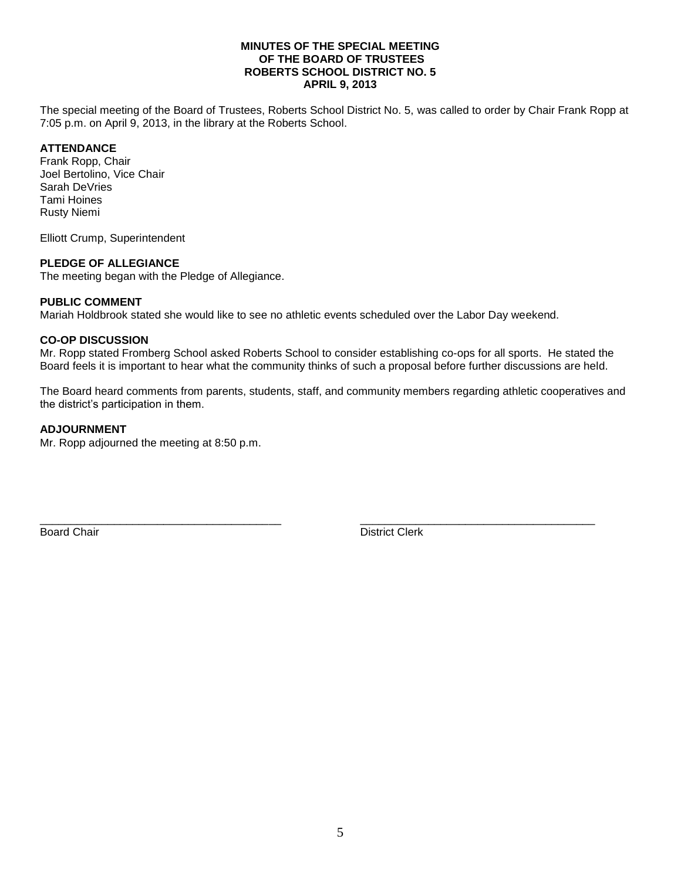# MINUTES OF THE SPECIAL MEETING
# OF THE BOARD OF TRUSTEES
# ROBERTS SCHOOL DISTRICT NO. 5
# APRIL 9, 2013

The special meeting of the Board of Trustees, Roberts School District No. 5, was called to order by Chair Frank Ropp at 7:05 p.m. on April 9, 2013, in the library at the Roberts School.

**ATTENDANCE**

Frank Ropp, Chair
Joel Bertolino, Vice Chair
Sarah DeVries
Tami Hoines
Rusty Niemi

Elliott Crump, Superintendent

**PLEDGE OF ALLEGIANCE**

The meeting began with the Pledge of Allegiance.

**PUBLIC COMMENT**

Mariah Holdbrook stated she would like to see no athletic events scheduled over the Labor Day weekend.

**CO-OP DISCUSSION**

Mr. Ropp stated Fromberg School asked Roberts School to consider establishing co-ops for all sports. He stated the Board feels it is important to hear what the community thinks of such a proposal before further discussions are held.

The Board heard comments from parents, students, staff, and community members regarding athletic cooperatives and the district's participation in them.

**ADJOURNMENT**

Mr. Ropp adjourned the meeting at 8:50 p.m.

\_\_\_\_\_\_\_\_\_\_\_\_\_\_\_\_\_\_\_\_\_\_\_\_\_\_\_\_\_\_\_\_\_\_\_\_\_\_\_ \_\_\_\_\_\_\_\_\_\_\_\_\_\_\_\_\_\_\_\_\_\_\_\_\_\_\_\_\_\_\_\_\_\_\_\_\_\_\_

Board Chair District Clerk